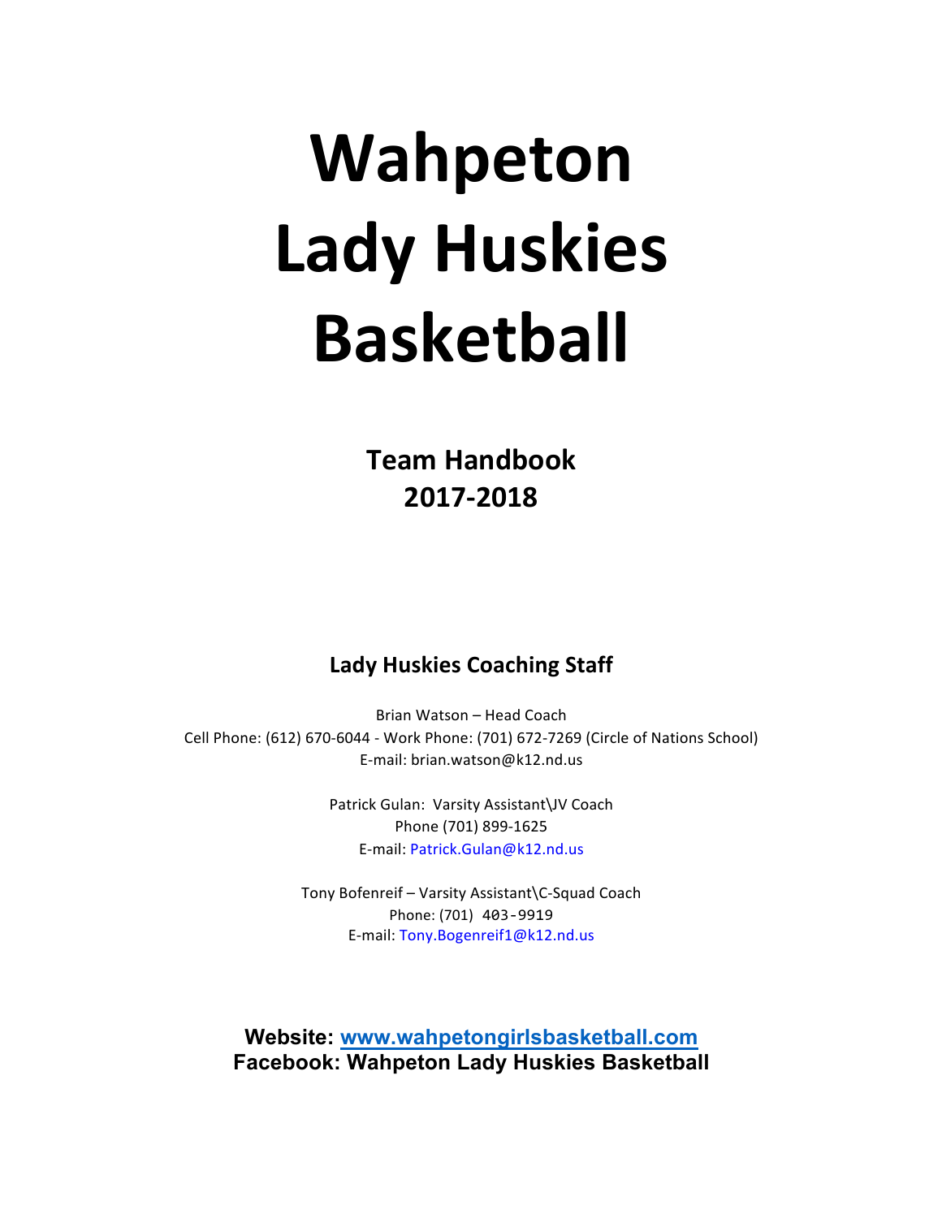# Wahpeton Lady Huskies Basketball

## Team Handbook 2017-2018

### Lady Huskies Coaching Staff

Brian Watson – Head Coach
Cell Phone: (612) 670-6044 - Work Phone: (701) 672-7269 (Circle of Nations School)
E-mail: brian.watson@k12.nd.us

Patrick Gulan: Varsity Assistant\JV Coach
Phone (701) 899-1625
E-mail: Patrick.Gulan@k12.nd.us

Tony Bofenreif – Varsity Assistant\C-Squad Coach
Phone: (701) 403-9919
E-mail: Tony.Bogenreif1@k12.nd.us

**Website: www.wahpetongirlsbasketball.com**
**Facebook: Wahpeton Lady Huskies Basketball**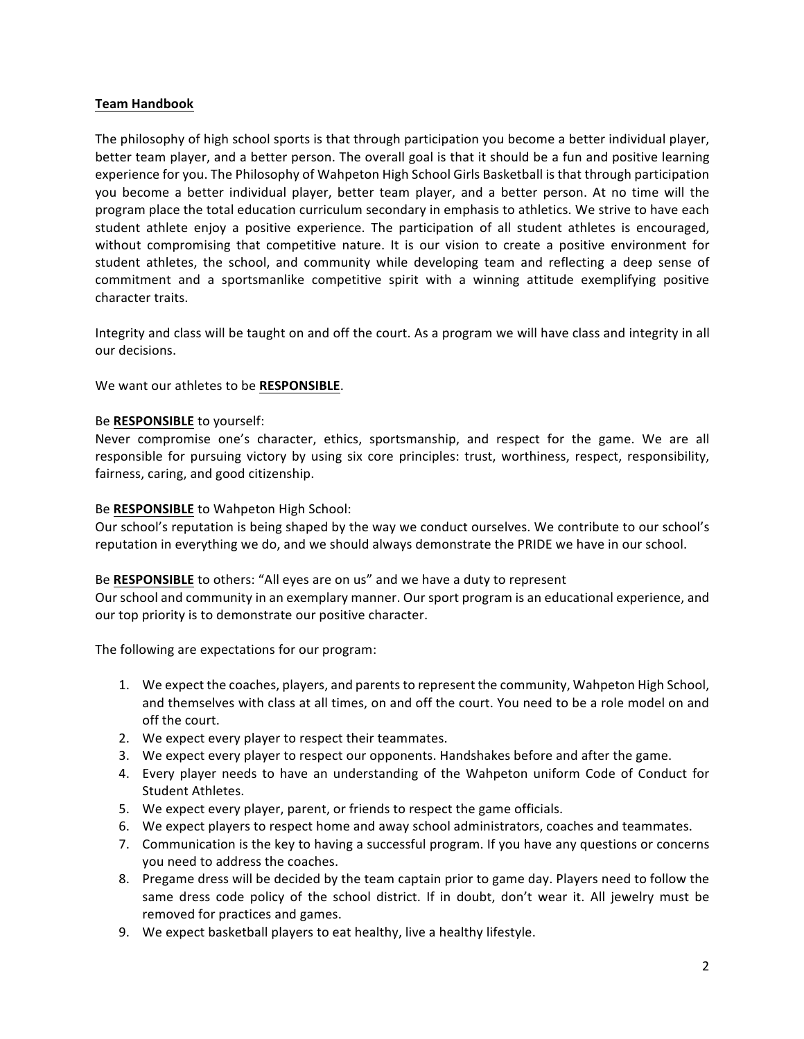## Team Handbook

The philosophy of high school sports is that through participation you become a better individual player, better team player, and a better person. The overall goal is that it should be a fun and positive learning experience for you. The Philosophy of Wahpeton High School Girls Basketball is that through participation you become a better individual player, better team player, and a better person. At no time will the program place the total education curriculum secondary in emphasis to athletics. We strive to have each student athlete enjoy a positive experience. The participation of all student athletes is encouraged, without compromising that competitive nature. It is our vision to create a positive environment for student athletes, the school, and community while developing team and reflecting a deep sense of commitment and a sportsmanlike competitive spirit with a winning attitude exemplifying positive character traits.

Integrity and class will be taught on and off the court. As a program we will have class and integrity in all our decisions.

We want our athletes to be **RESPONSIBLE**.

Be **RESPONSIBLE** to yourself:
Never compromise one's character, ethics, sportsmanship, and respect for the game. We are all responsible for pursuing victory by using six core principles: trust, worthiness, respect, responsibility, fairness, caring, and good citizenship.

Be **RESPONSIBLE** to Wahpeton High School:
Our school's reputation is being shaped by the way we conduct ourselves. We contribute to our school's reputation in everything we do, and we should always demonstrate the PRIDE we have in our school.

Be **RESPONSIBLE** to others: "All eyes are on us" and we have a duty to represent
Our school and community in an exemplary manner. Our sport program is an educational experience, and our top priority is to demonstrate our positive character.

The following are expectations for our program:

1. We expect the coaches, players, and parents to represent the community, Wahpeton High School, and themselves with class at all times, on and off the court. You need to be a role model on and off the court.
2. We expect every player to respect their teammates.
3. We expect every player to respect our opponents. Handshakes before and after the game.
4. Every player needs to have an understanding of the Wahpeton uniform Code of Conduct for Student Athletes.
5. We expect every player, parent, or friends to respect the game officials.
6. We expect players to respect home and away school administrators, coaches and teammates.
7. Communication is the key to having a successful program. If you have any questions or concerns you need to address the coaches.
8. Pregame dress will be decided by the team captain prior to game day. Players need to follow the same dress code policy of the school district. If in doubt, don't wear it. All jewelry must be removed for practices and games.
9. We expect basketball players to eat healthy, live a healthy lifestyle.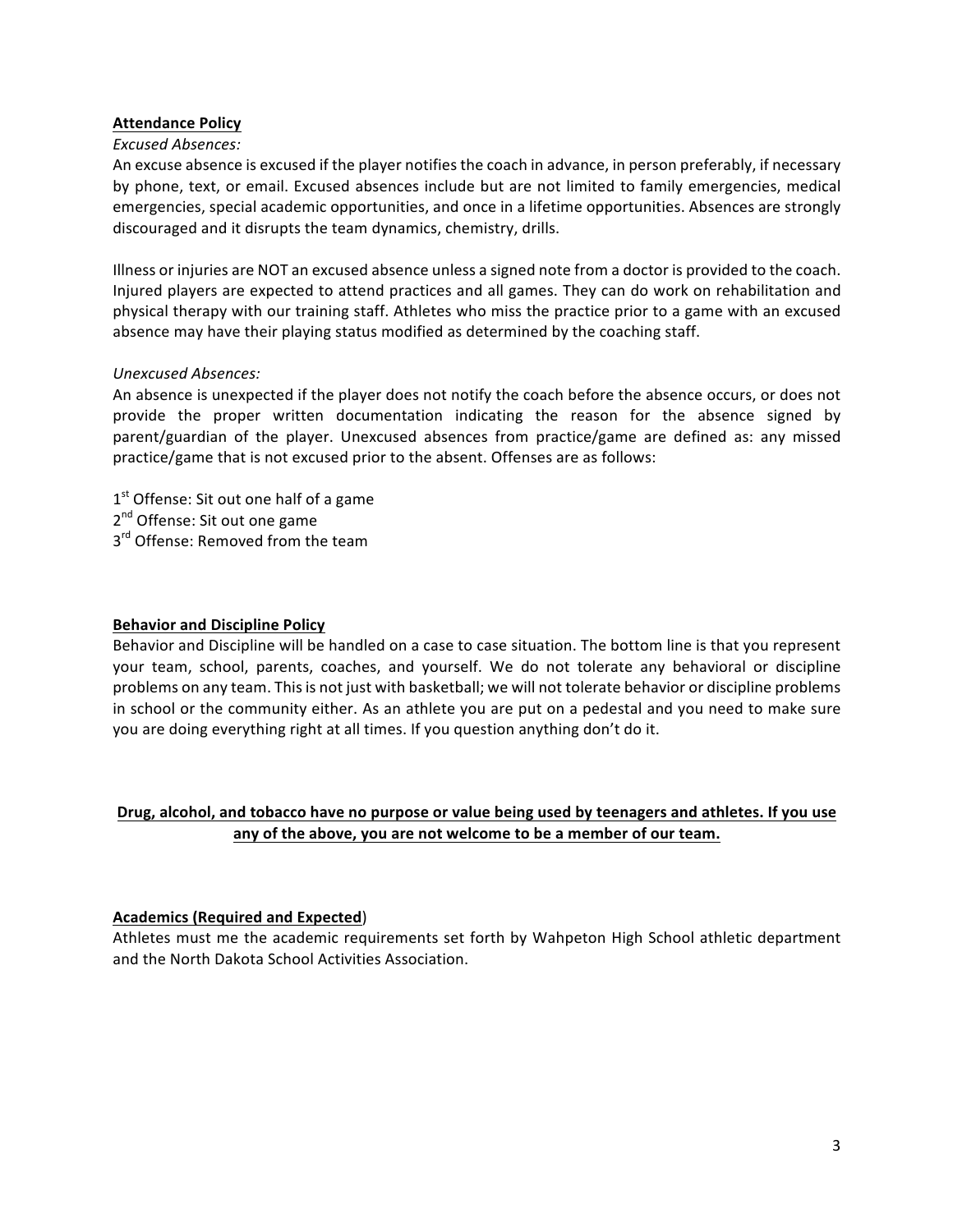**Attendance Policy**

*Excused Absences:*

An excuse absence is excused if the player notifies the coach in advance, in person preferably, if necessary by phone, text, or email. Excused absences include but are not limited to family emergencies, medical emergencies, special academic opportunities, and once in a lifetime opportunities. Absences are strongly discouraged and it disrupts the team dynamics, chemistry, drills.

Illness or injuries are NOT an excused absence unless a signed note from a doctor is provided to the coach. Injured players are expected to attend practices and all games. They can do work on rehabilitation and physical therapy with our training staff. Athletes who miss the practice prior to a game with an excused absence may have their playing status modified as determined by the coaching staff.

*Unexcused Absences:*

An absence is unexpected if the player does not notify the coach before the absence occurs, or does not provide the proper written documentation indicating the reason for the absence signed by parent/guardian of the player. Unexcused absences from practice/game are defined as: any missed practice/game that is not excused prior to the absent. Offenses are as follows:

1st Offense: Sit out one half of a game
2nd Offense: Sit out one game
3rd Offense: Removed from the team

**Behavior and Discipline Policy**

Behavior and Discipline will be handled on a case to case situation. The bottom line is that you represent your team, school, parents, coaches, and yourself. We do not tolerate any behavioral or discipline problems on any team. This is not just with basketball; we will not tolerate behavior or discipline problems in school or the community either. As an athlete you are put on a pedestal and you need to make sure you are doing everything right at all times. If you question anything don't do it.

**Drug, alcohol, and tobacco have no purpose or value being used by teenagers and athletes. If you use any of the above, you are not welcome to be a member of our team.**

**Academics (Required and Expected**)

Athletes must me the academic requirements set forth by Wahpeton High School athletic department and the North Dakota School Activities Association.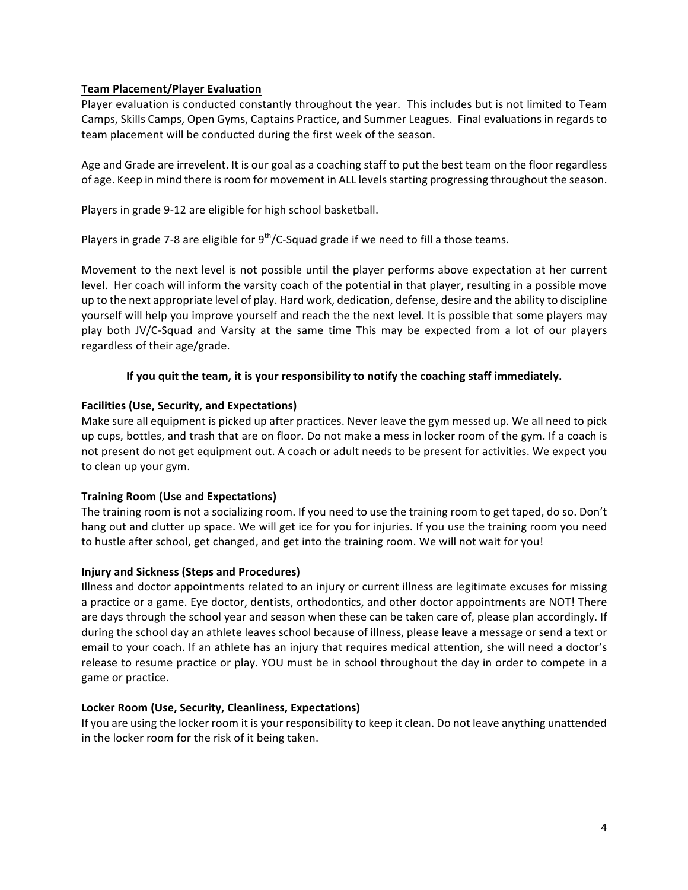**Team Placement/Player Evaluation**

Player evaluation is conducted constantly throughout the year. This includes but is not limited to Team Camps, Skills Camps, Open Gyms, Captains Practice, and Summer Leagues. Final evaluations in regards to team placement will be conducted during the first week of the season.

Age and Grade are irrevelent. It is our goal as a coaching staff to put the best team on the floor regardless of age. Keep in mind there is room for movement in ALL levels starting progressing throughout the season.

Players in grade 9-12 are eligible for high school basketball.

Players in grade 7-8 are eligible for 9th/C-Squad grade if we need to fill a those teams.

Movement to the next level is not possible until the player performs above expectation at her current level. Her coach will inform the varsity coach of the potential in that player, resulting in a possible move up to the next appropriate level of play. Hard work, dedication, defense, desire and the ability to discipline yourself will help you improve yourself and reach the the next level. It is possible that some players may play both JV/C-Squad and Varsity at the same time This may be expected from a lot of our players regardless of their age/grade.

**If you quit the team, it is your responsibility to notify the coaching staff immediately.**

**Facilities (Use, Security, and Expectations)**

Make sure all equipment is picked up after practices. Never leave the gym messed up. We all need to pick up cups, bottles, and trash that are on floor. Do not make a mess in locker room of the gym. If a coach is not present do not get equipment out. A coach or adult needs to be present for activities. We expect you to clean up your gym.

**Training Room (Use and Expectations)**

The training room is not a socializing room. If you need to use the training room to get taped, do so. Don't hang out and clutter up space. We will get ice for you for injuries. If you use the training room you need to hustle after school, get changed, and get into the training room. We will not wait for you!

**Injury and Sickness (Steps and Procedures)**

Illness and doctor appointments related to an injury or current illness are legitimate excuses for missing a practice or a game. Eye doctor, dentists, orthodontics, and other doctor appointments are NOT! There are days through the school year and season when these can be taken care of, please plan accordingly. If during the school day an athlete leaves school because of illness, please leave a message or send a text or email to your coach. If an athlete has an injury that requires medical attention, she will need a doctor's release to resume practice or play. YOU must be in school throughout the day in order to compete in a game or practice.

**Locker Room (Use, Security, Cleanliness, Expectations)**

If you are using the locker room it is your responsibility to keep it clean. Do not leave anything unattended in the locker room for the risk of it being taken.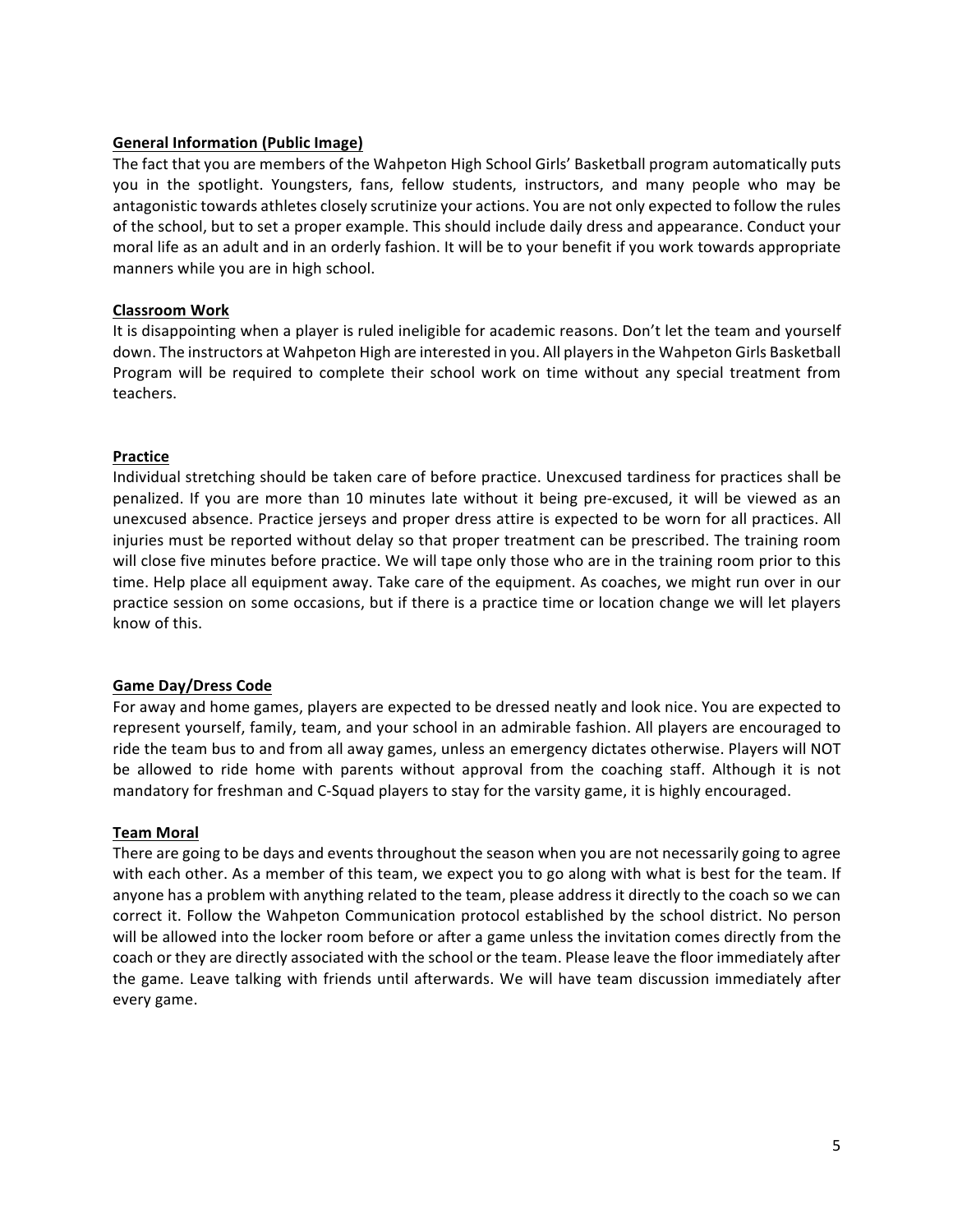**General Information (Public Image)**

The fact that you are members of the Wahpeton High School Girls' Basketball program automatically puts you in the spotlight. Youngsters, fans, fellow students, instructors, and many people who may be antagonistic towards athletes closely scrutinize your actions. You are not only expected to follow the rules of the school, but to set a proper example. This should include daily dress and appearance. Conduct your moral life as an adult and in an orderly fashion. It will be to your benefit if you work towards appropriate manners while you are in high school.

**Classroom Work**

It is disappointing when a player is ruled ineligible for academic reasons. Don't let the team and yourself down. The instructors at Wahpeton High are interested in you. All players in the Wahpeton Girls Basketball Program will be required to complete their school work on time without any special treatment from teachers.

**Practice**

Individual stretching should be taken care of before practice. Unexcused tardiness for practices shall be penalized. If you are more than 10 minutes late without it being pre-excused, it will be viewed as an unexcused absence. Practice jerseys and proper dress attire is expected to be worn for all practices. All injuries must be reported without delay so that proper treatment can be prescribed. The training room will close five minutes before practice. We will tape only those who are in the training room prior to this time. Help place all equipment away. Take care of the equipment. As coaches, we might run over in our practice session on some occasions, but if there is a practice time or location change we will let players know of this.

**Game Day/Dress Code**

For away and home games, players are expected to be dressed neatly and look nice. You are expected to represent yourself, family, team, and your school in an admirable fashion. All players are encouraged to ride the team bus to and from all away games, unless an emergency dictates otherwise. Players will NOT be allowed to ride home with parents without approval from the coaching staff. Although it is not mandatory for freshman and C-Squad players to stay for the varsity game, it is highly encouraged.

**Team Moral**

There are going to be days and events throughout the season when you are not necessarily going to agree with each other. As a member of this team, we expect you to go along with what is best for the team. If anyone has a problem with anything related to the team, please address it directly to the coach so we can correct it. Follow the Wahpeton Communication protocol established by the school district. No person will be allowed into the locker room before or after a game unless the invitation comes directly from the coach or they are directly associated with the school or the team. Please leave the floor immediately after the game. Leave talking with friends until afterwards. We will have team discussion immediately after every game.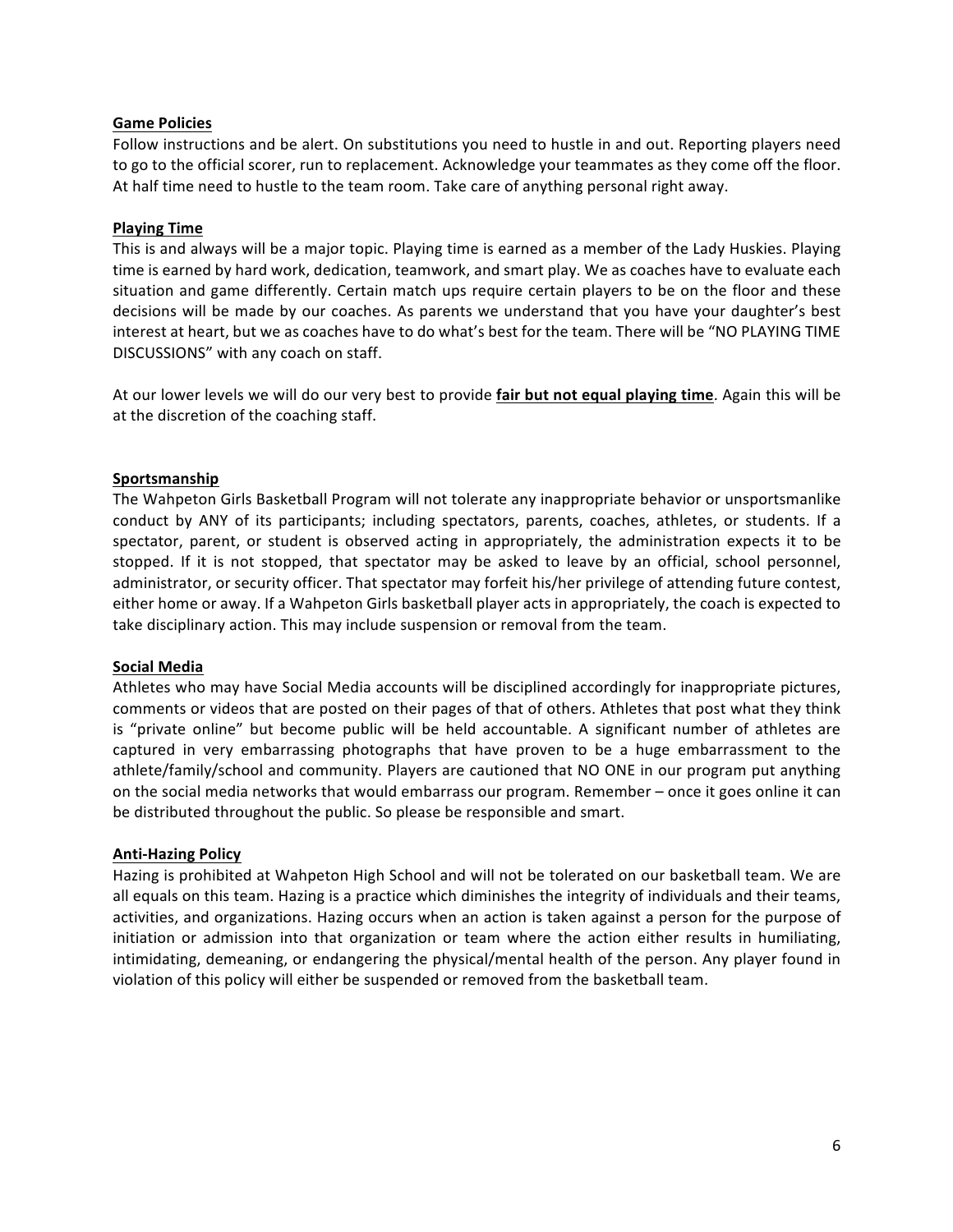## Game Policies

Follow instructions and be alert. On substitutions you need to hustle in and out. Reporting players need to go to the official scorer, run to replacement. Acknowledge your teammates as they come off the floor. At half time need to hustle to the team room. Take care of anything personal right away.

## Playing Time

This is and always will be a major topic. Playing time is earned as a member of the Lady Huskies. Playing time is earned by hard work, dedication, teamwork, and smart play. We as coaches have to evaluate each situation and game differently. Certain match ups require certain players to be on the floor and these decisions will be made by our coaches. As parents we understand that you have your daughter's best interest at heart, but we as coaches have to do what's best for the team. There will be "NO PLAYING TIME DISCUSSIONS" with any coach on staff.

At our lower levels we will do our very best to provide **fair but not equal playing time**. Again this will be at the discretion of the coaching staff.

## Sportsmanship

The Wahpeton Girls Basketball Program will not tolerate any inappropriate behavior or unsportsmanlike conduct by ANY of its participants; including spectators, parents, coaches, athletes, or students. If a spectator, parent, or student is observed acting in appropriately, the administration expects it to be stopped. If it is not stopped, that spectator may be asked to leave by an official, school personnel, administrator, or security officer. That spectator may forfeit his/her privilege of attending future contest, either home or away. If a Wahpeton Girls basketball player acts in appropriately, the coach is expected to take disciplinary action. This may include suspension or removal from the team.

## Social Media

Athletes who may have Social Media accounts will be disciplined accordingly for inappropriate pictures, comments or videos that are posted on their pages of that of others. Athletes that post what they think is "private online" but become public will be held accountable. A significant number of athletes are captured in very embarrassing photographs that have proven to be a huge embarrassment to the athlete/family/school and community. Players are cautioned that NO ONE in our program put anything on the social media networks that would embarrass our program. Remember – once it goes online it can be distributed throughout the public. So please be responsible and smart.

## Anti-Hazing Policy

Hazing is prohibited at Wahpeton High School and will not be tolerated on our basketball team. We are all equals on this team. Hazing is a practice which diminishes the integrity of individuals and their teams, activities, and organizations. Hazing occurs when an action is taken against a person for the purpose of initiation or admission into that organization or team where the action either results in humiliating, intimidating, demeaning, or endangering the physical/mental health of the person. Any player found in violation of this policy will either be suspended or removed from the basketball team.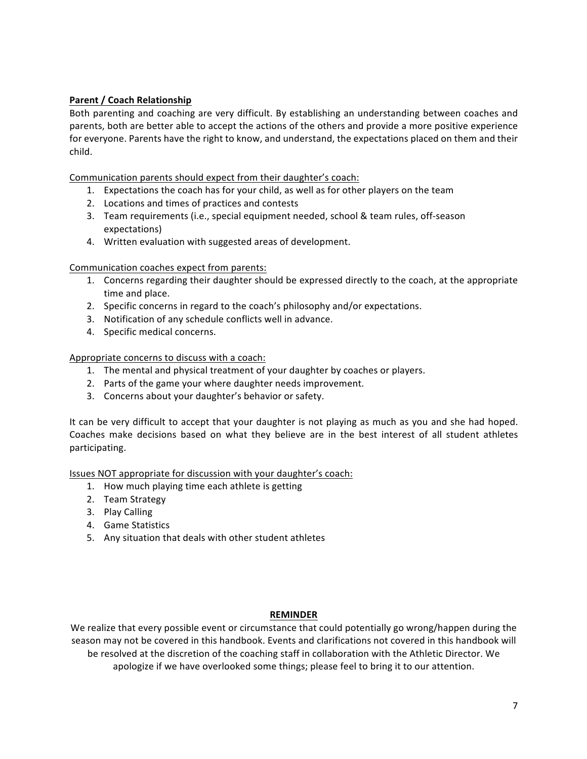**Parent / Coach Relationship**

Both parenting and coaching are very difficult. By establishing an understanding between coaches and parents, both are better able to accept the actions of the others and provide a more positive experience for everyone. Parents have the right to know, and understand, the expectations placed on them and their child.

Communication parents should expect from their daughter's coach:

1. Expectations the coach has for your child, as well as for other players on the team
2. Locations and times of practices and contests
3. Team requirements (i.e., special equipment needed, school & team rules, off-season expectations)
4. Written evaluation with suggested areas of development.

Communication coaches expect from parents:

1. Concerns regarding their daughter should be expressed directly to the coach, at the appropriate time and place.
2. Specific concerns in regard to the coach's philosophy and/or expectations.
3. Notification of any schedule conflicts well in advance.
4. Specific medical concerns.

Appropriate concerns to discuss with a coach:

1. The mental and physical treatment of your daughter by coaches or players.
2. Parts of the game your where daughter needs improvement.
3. Concerns about your daughter's behavior or safety.

It can be very difficult to accept that your daughter is not playing as much as you and she had hoped. Coaches make decisions based on what they believe are in the best interest of all student athletes participating.

Issues NOT appropriate for discussion with your daughter's coach:

1. How much playing time each athlete is getting
2. Team Strategy
3. Play Calling
4. Game Statistics
5. Any situation that deals with other student athletes

**REMINDER**

We realize that every possible event or circumstance that could potentially go wrong/happen during the season may not be covered in this handbook. Events and clarifications not covered in this handbook will be resolved at the discretion of the coaching staff in collaboration with the Athletic Director. We apologize if we have overlooked some things; please feel to bring it to our attention.